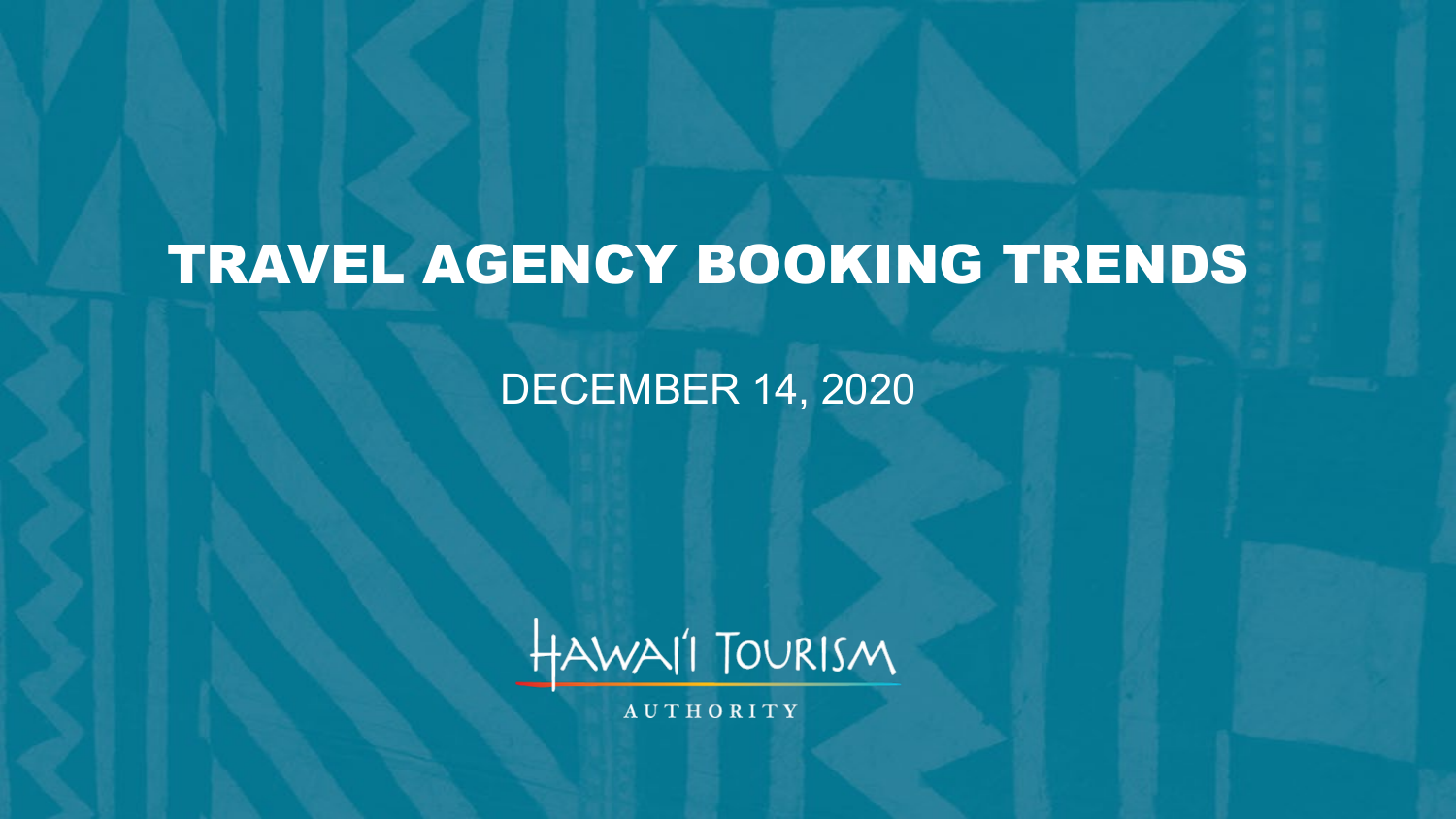# TRAVEL AGENCY BOOKING TRENDS

DECEMBER 14, 2020

HAWAI'I TOURISM

AUTHORITY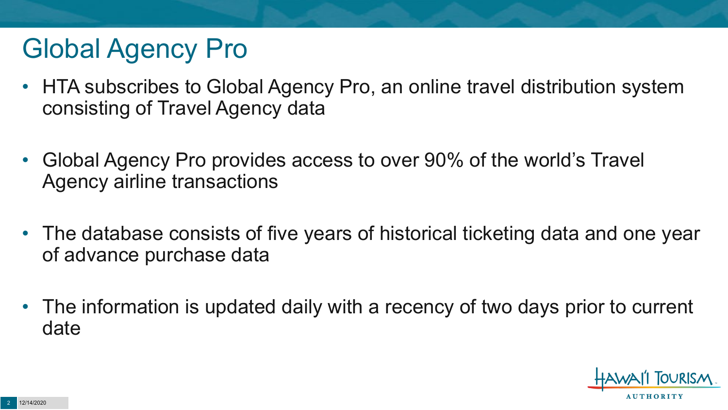# Global Agency Pro

- HTA subscribes to Global Agency Pro, an online travel distribution system consisting of Travel Agency data
- Global Agency Pro provides access to over 90% of the world's Travel Agency airline transactions
- The database consists of five years of historical ticketing data and one year of advance purchase data
- The information is updated daily with a recency of two days prior to current date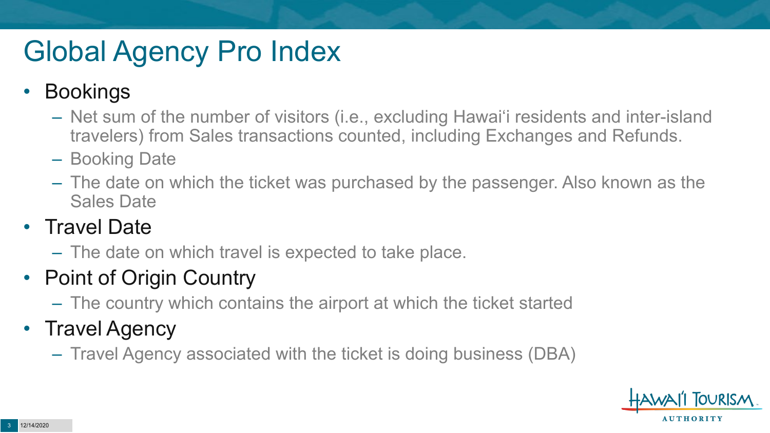# Global Agency Pro Index

- Bookings
  - Net sum of the number of visitors (i.e., excluding Hawai‘i residents and inter-island travelers) from Sales transactions counted, including Exchanges and Refunds.
  - Booking Date
  - The date on which the ticket was purchased by the passenger. Also known as the Sales Date
- Travel Date
  - The date on which travel is expected to take place.
- Point of Origin Country
  - The country which contains the airport at which the ticket started
- Travel Agency
  - Travel Agency associated with the ticket is doing business (DBA)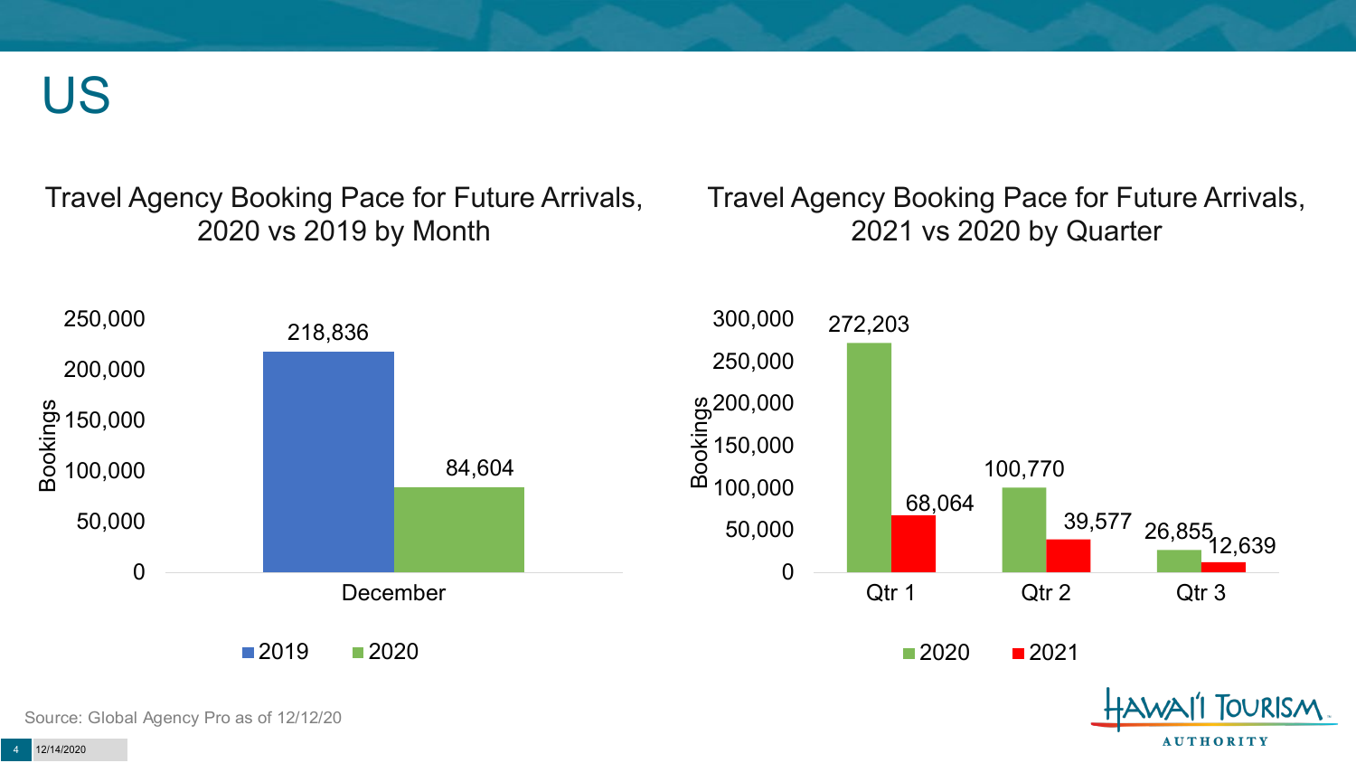# US

## Travel Agency Booking Pace for Future Arrivals, 2020 vs 2019 by Month

| Month | 2019 | 2020 |
|---|---|---|
| December | 218,836 | 84,604 |

## Travel Agency Booking Pace for Future Arrivals, 2021 vs 2020 by Quarter

| Quarter | 2020 | 2021 |
|---|---|---|
| Qtr 1 | 272,203 | 68,064 |
| Qtr 2 | 100,770 | 39,577 |
| Qtr 3 | 26,855 | 12,639 |

Source: Global Agency Pro as of 12/12/20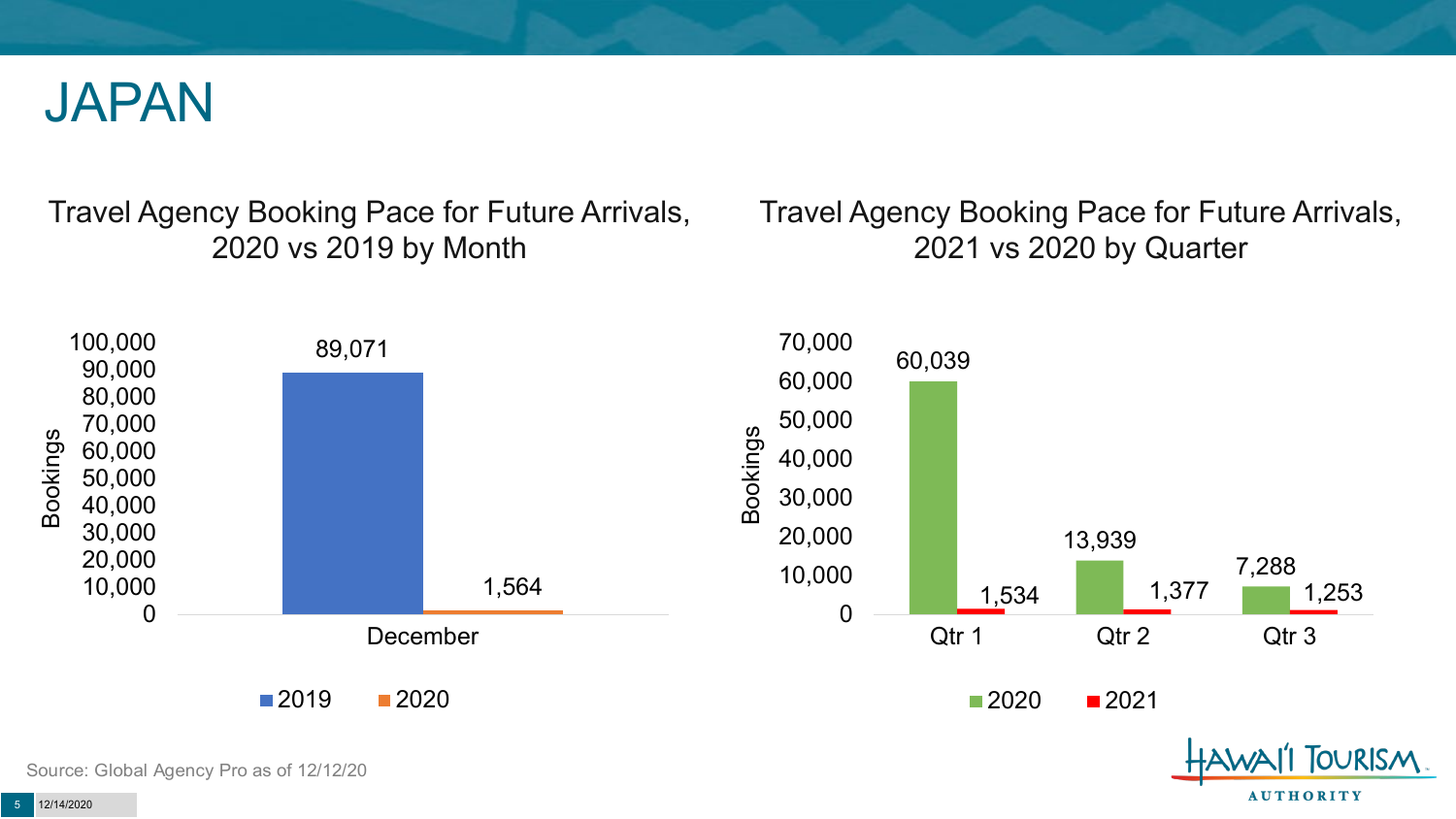# JAPAN

### Travel Agency Booking Pace for Future Arrivals, 2020 vs 2019 by Month

| Month | 2019 | 2020 |
|---|---|---|
| December | 89,071 | 1,564 |

### Travel Agency Booking Pace for Future Arrivals, 2021 vs 2020 by Quarter

| Quarter | 2020 | 2021 |
|---|---|---|
| Qtr 1 | 60,039 | 1,534 |
| Qtr 2 | 13,939 | 1,377 |
| Qtr 3 | 7,288 | 1,253 |

Source: Global Agency Pro as of 12/12/20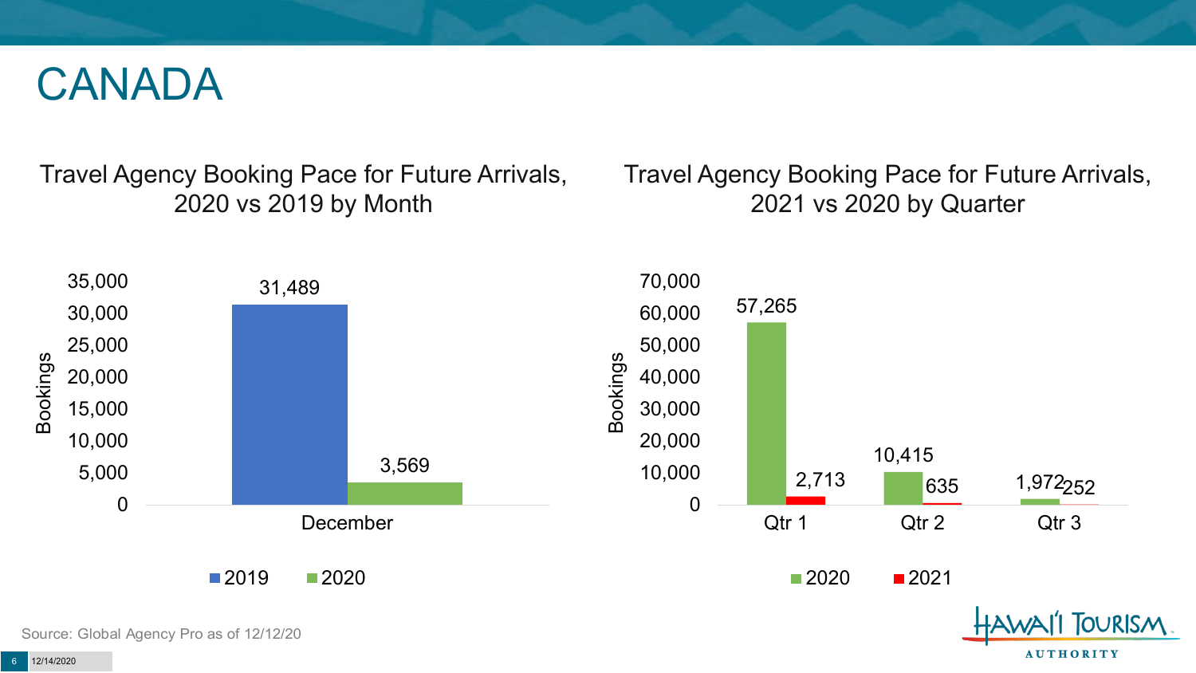# CANADA

## Travel Agency Booking Pace for Future Arrivals, 2020 vs 2019 by Month

| Month | 2019 | 2020 |
|---|---|---|
| December | 31,489 | 3,569 |

## Travel Agency Booking Pace for Future Arrivals, 2021 vs 2020 by Quarter

| Quarter | 2020 | 2021 |
|---|---|---|
| Qtr 1 | 57,265 | 2,713 |
| Qtr 2 | 10,415 | 635 |
| Qtr 3 | 1,972 | 252 |

Source: Global Agency Pro as of 12/12/20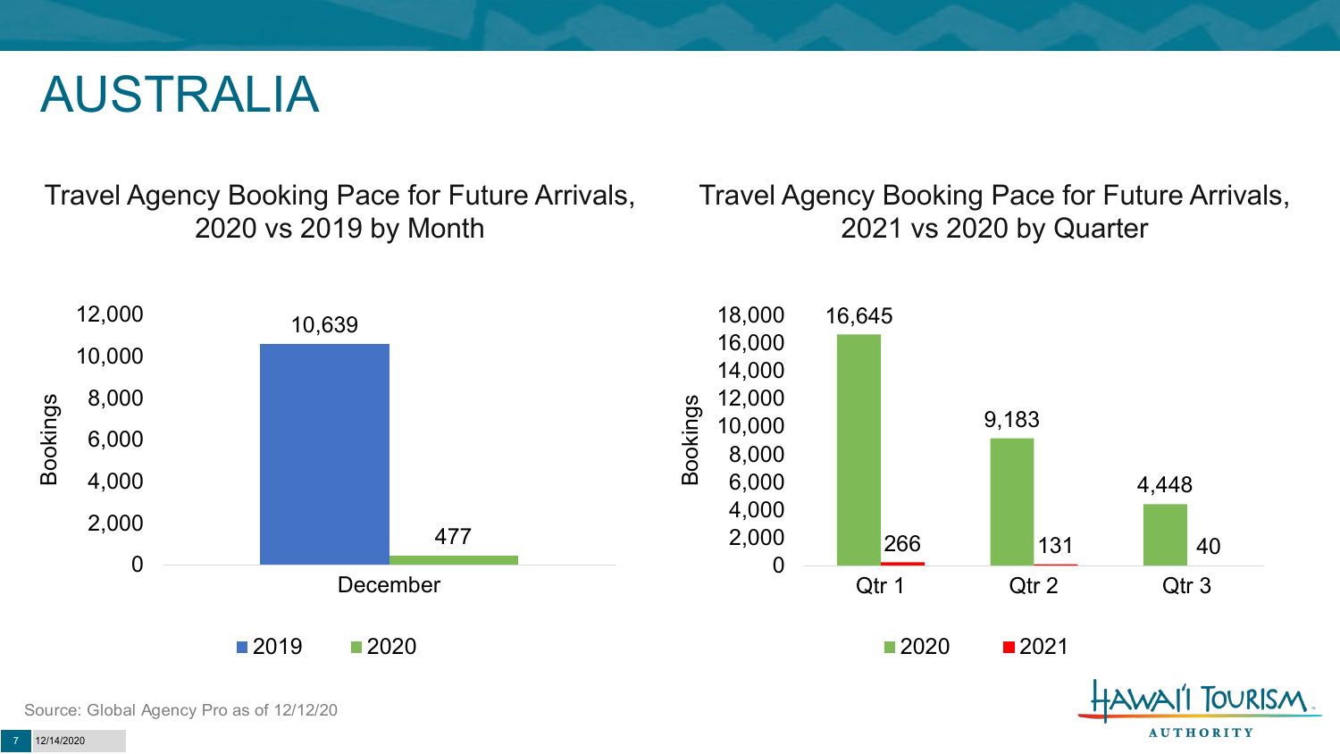# AUSTRALIA

## Travel Agency Booking Pace for Future Arrivals, 2020 vs 2019 by Month

| Month | 2019 | 2020 |
| --- | --- | --- |
| December | 10,639 | 477 |

## Travel Agency Booking Pace for Future Arrivals, 2021 vs 2020 by Quarter

| Quarter | 2020 | 2021 |
| --- | --- | --- |
| Qtr 1 | 16,645 | 266 |
| Qtr 2 | 9,183 | 131 |
| Qtr 3 | 4,448 | 40 |

Source: Global Agency Pro as of 12/12/20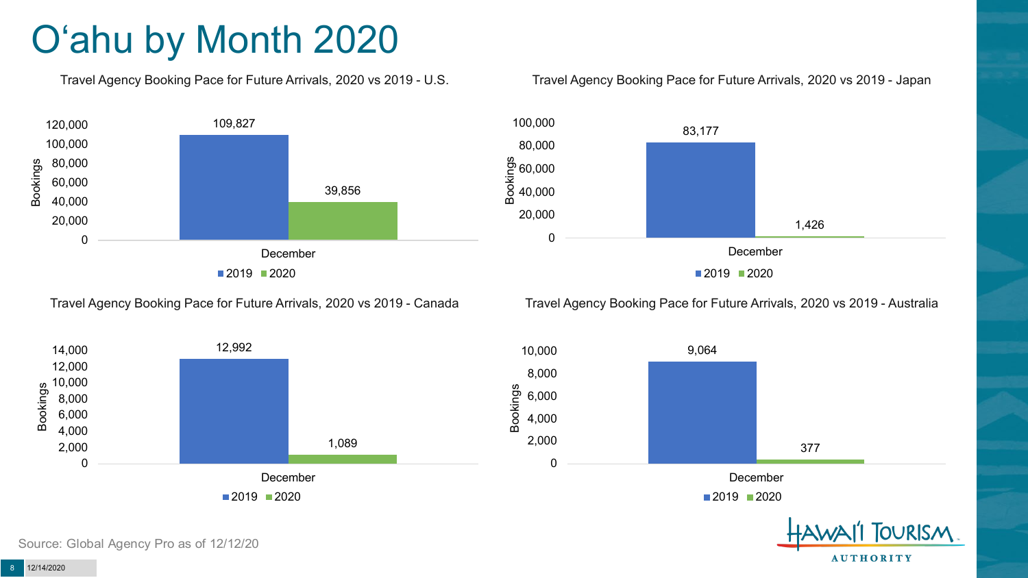# O'ahu by Month 2020

### Travel Agency Booking Pace for Future Arrivals, 2020 vs 2019 - U.S.

| Month | 2019 | 2020 |
| --- | --- | --- |
| December | 109,827 | 39,856 |

### Travel Agency Booking Pace for Future Arrivals, 2020 vs 2019 - Japan

| Month | 2019 | 2020 |
| --- | --- | --- |
| December | 83,177 | 1,426 |

### Travel Agency Booking Pace for Future Arrivals, 2020 vs 2019 - Canada

| Month | 2019 | 2020 |
| --- | --- | --- |
| December | 12,992 | 1,089 |

### Travel Agency Booking Pace for Future Arrivals, 2020 vs 2019 - Australia

| Month | 2019 | 2020 |
| --- | --- | --- |
| December | 9,064 | 377 |

Source: Global Agency Pro as of 12/12/20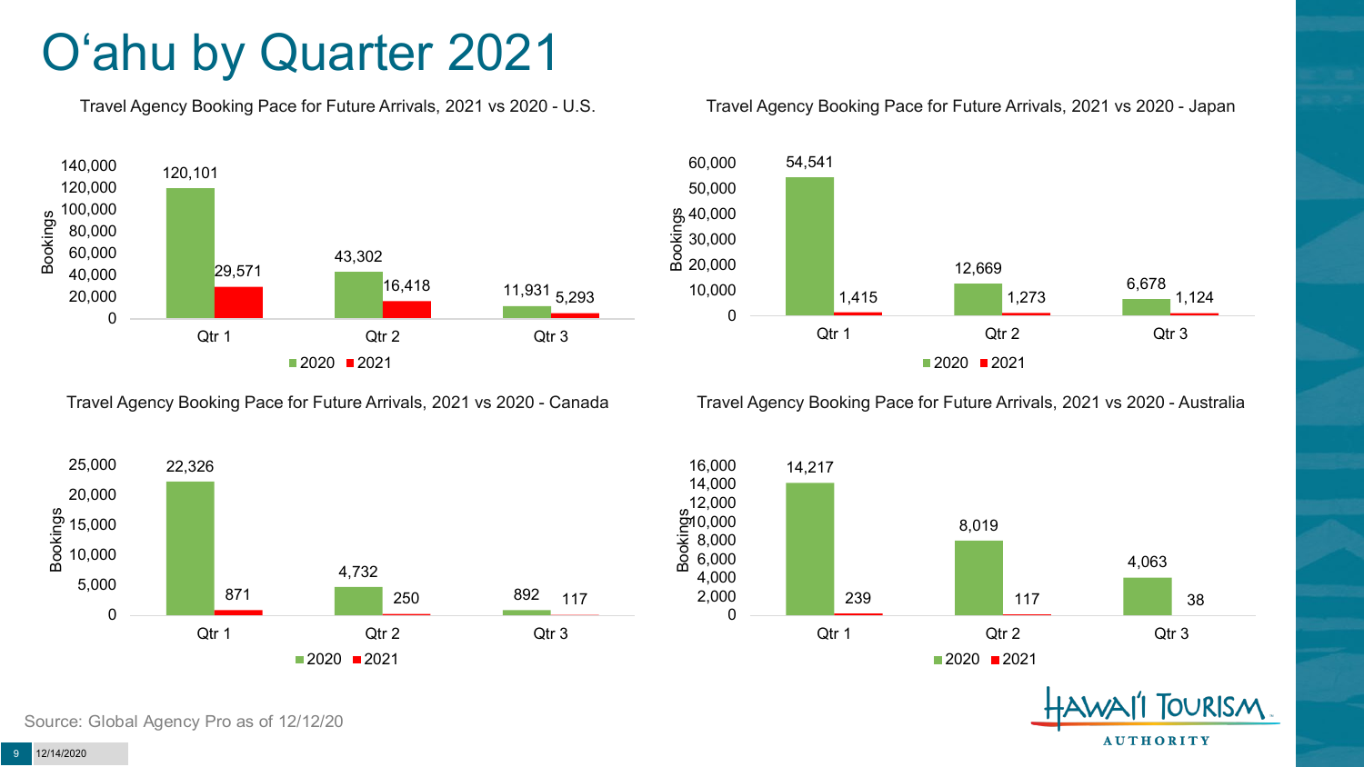# Oʻahu by Quarter 2021

### Travel Agency Booking Pace for Future Arrivals, 2021 vs 2020 - U.S.

| | 2020 | 2021 |
|---|---|---|
| Qtr 1 | 120,101 | 29,571 |
| Qtr 2 | 43,302 | 16,418 |
| Qtr 3 | 11,931 | 5,293 |

### Travel Agency Booking Pace for Future Arrivals, 2021 vs 2020 - Japan

| | 2020 | 2021 |
|---|---|---|
| Qtr 1 | 54,541 | 1,415 |
| Qtr 2 | 12,669 | 1,273 |
| Qtr 3 | 6,678 | 1,124 |

### Travel Agency Booking Pace for Future Arrivals, 2021 vs 2020 - Canada

| | 2020 | 2021 |
|---|---|---|
| Qtr 1 | 22,326 | 871 |
| Qtr 2 | 4,732 | 250 |
| Qtr 3 | 892 | 117 |

### Travel Agency Booking Pace for Future Arrivals, 2021 vs 2020 - Australia

| | 2020 | 2021 |
|---|---|---|
| Qtr 1 | 14,217 | 239 |
| Qtr 2 | 8,019 | 117 |
| Qtr 3 | 4,063 | 38 |

Source: Global Agency Pro as of 12/12/20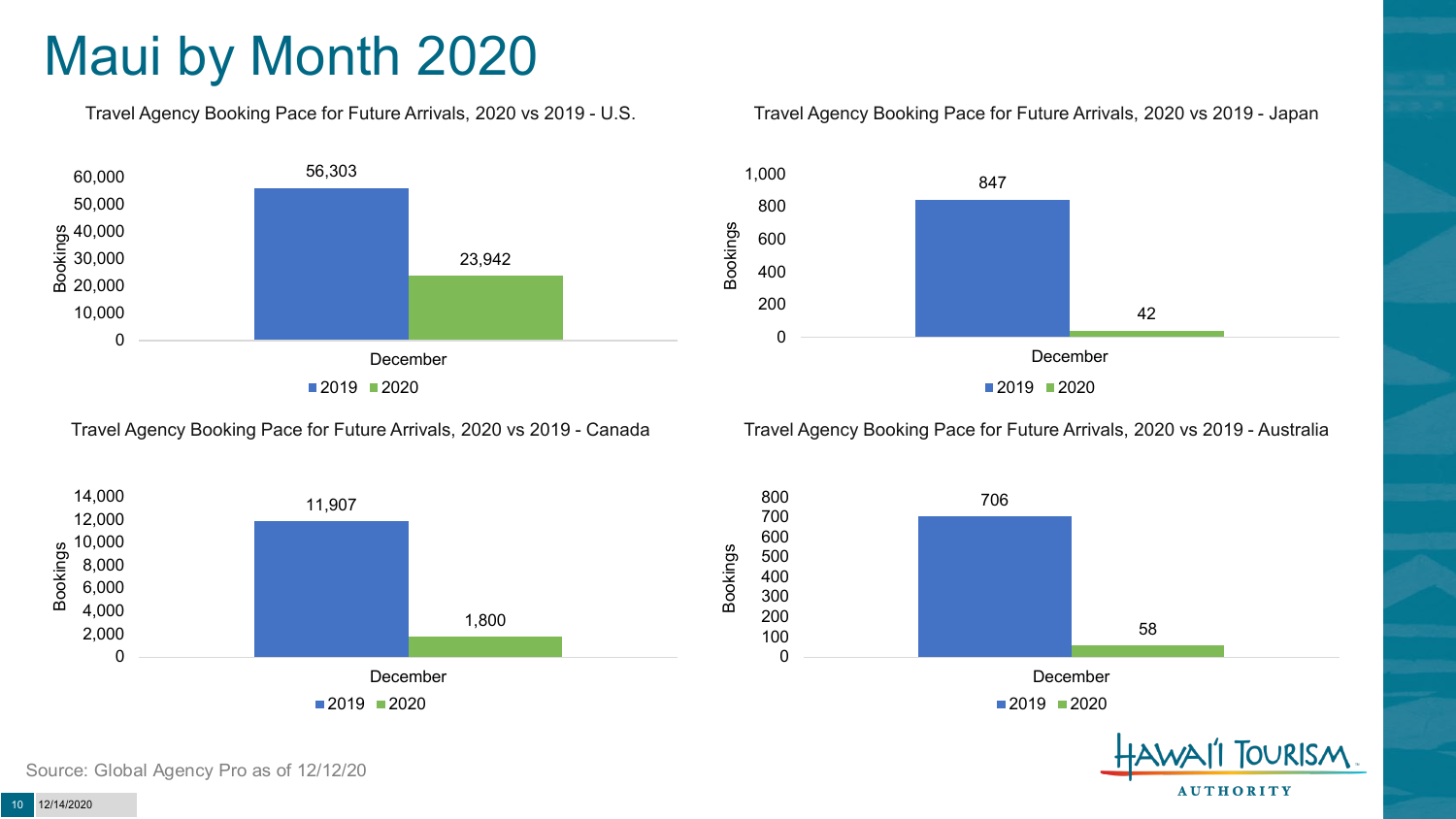# Maui by Month 2020

### Travel Agency Booking Pace for Future Arrivals, 2020 vs 2019 - U.S.

| | 2019 | 2020 |
|---|---|---|
| December | 56,303 | 23,942 |

### Travel Agency Booking Pace for Future Arrivals, 2020 vs 2019 - Japan

| | 2019 | 2020 |
|---|---|---|
| December | 847 | 42 |

### Travel Agency Booking Pace for Future Arrivals, 2020 vs 2019 - Canada

| | 2019 | 2020 |
|---|---|---|
| December | 11,907 | 1,800 |

### Travel Agency Booking Pace for Future Arrivals, 2020 vs 2019 - Australia

| | 2019 | 2020 |
|---|---|---|
| December | 706 | 58 |

Source: Global Agency Pro as of 12/12/20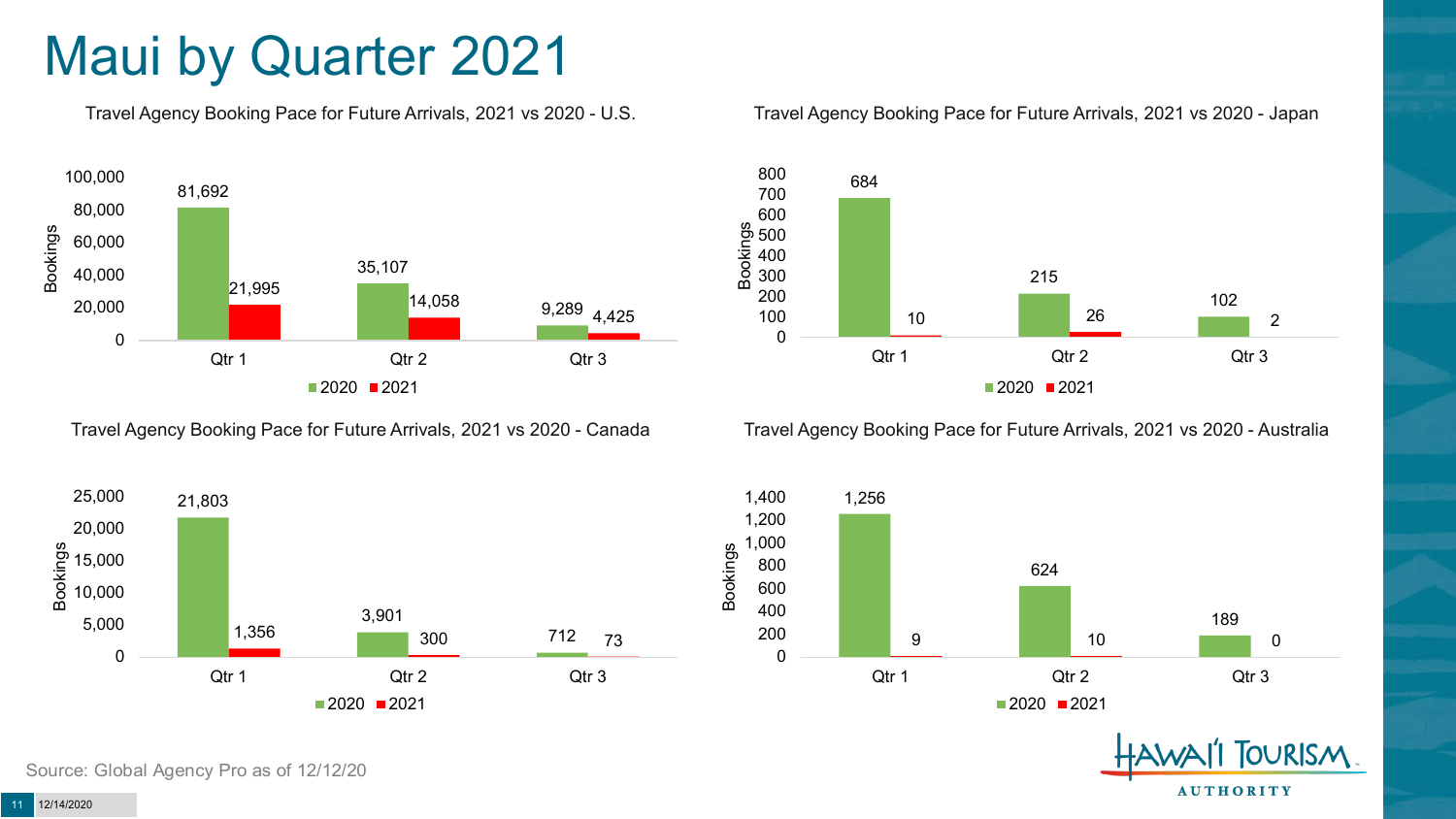# Maui by Quarter 2021

**Travel Agency Booking Pace for Future Arrivals, 2021 vs 2020 - U.S.**

| | 2020 | 2021 |
|---|---|---|
| Qtr 1 | 81,692 | 21,995 |
| Qtr 2 | 35,107 | 14,058 |
| Qtr 3 | 9,289 | 4,425 |

**Travel Agency Booking Pace for Future Arrivals, 2021 vs 2020 - Japan**

| | 2020 | 2021 |
|---|---|---|
| Qtr 1 | 684 | 10 |
| Qtr 2 | 215 | 26 |
| Qtr 3 | 102 | 2 |

**Travel Agency Booking Pace for Future Arrivals, 2021 vs 2020 - Canada**

| | 2020 | 2021 |
|---|---|---|
| Qtr 1 | 21,803 | 1,356 |
| Qtr 2 | 3,901 | 300 |
| Qtr 3 | 712 | 73 |

**Travel Agency Booking Pace for Future Arrivals, 2021 vs 2020 - Australia**

| | 2020 | 2021 |
|---|---|---|
| Qtr 1 | 1,256 | 9 |
| Qtr 2 | 624 | 10 |
| Qtr 3 | 189 | 0 |

Source: Global Agency Pro as of 12/12/20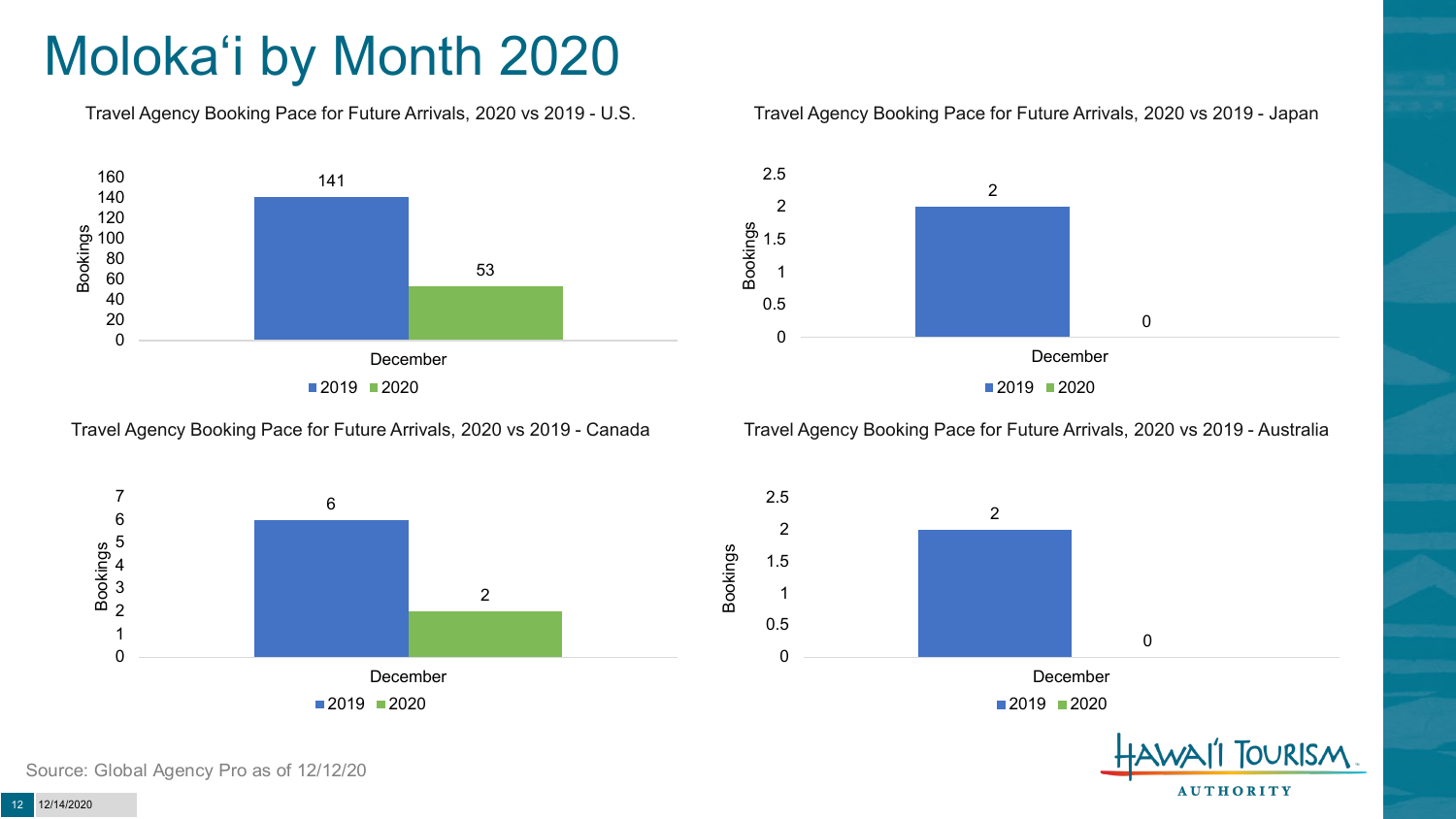# Moloka'i by Month 2020

### Travel Agency Booking Pace for Future Arrivals, 2020 vs 2019 - U.S.

| | 2019 | 2020 |
|---|---|---|
| December | 141 | 53 |

### Travel Agency Booking Pace for Future Arrivals, 2020 vs 2019 - Japan

| | 2019 | 2020 |
|---|---|---|
| December | 2 | 0 |

### Travel Agency Booking Pace for Future Arrivals, 2020 vs 2019 - Canada

| | 2019 | 2020 |
|---|---|---|
| December | 6 | 2 |

### Travel Agency Booking Pace for Future Arrivals, 2020 vs 2019 - Australia

| | 2019 | 2020 |
|---|---|---|
| December | 2 | 0 |

Source: Global Agency Pro as of 12/12/20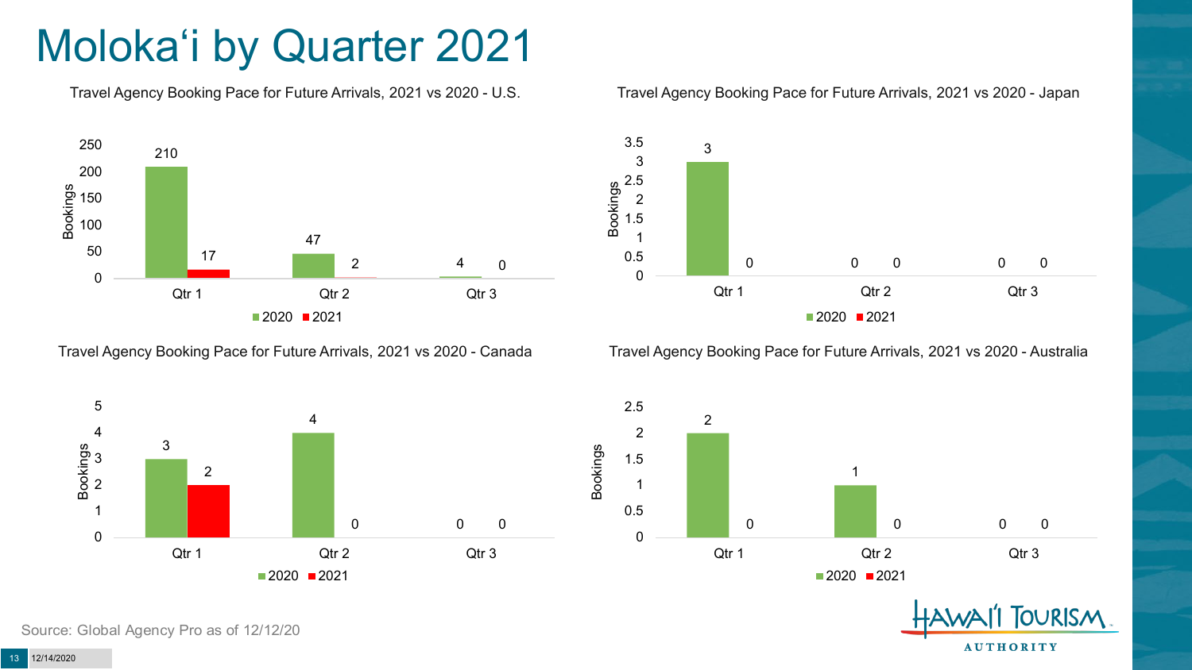# Molokaʻi by Quarter 2021

Travel Agency Booking Pace for Future Arrivals, 2021 vs 2020 - U.S.

| Bookings | 2020 | 2021 |
| --- | --- | --- |
| Qtr 1 | 210 | 17 |
| Qtr 2 | 47 | 2 |
| Qtr 3 | 4 | 0 |

Travel Agency Booking Pace for Future Arrivals, 2021 vs 2020 - Japan

| Bookings | 2020 | 2021 |
| --- | --- | --- |
| Qtr 1 | 3 | 0 |
| Qtr 2 | 0 | 0 |
| Qtr 3 | 0 | 0 |

Travel Agency Booking Pace for Future Arrivals, 2021 vs 2020 - Canada

| Bookings | 2020 | 2021 |
| --- | --- | --- |
| Qtr 1 | 3 | 2 |
| Qtr 2 | 4 | 0 |
| Qtr 3 | 0 | 0 |

Travel Agency Booking Pace for Future Arrivals, 2021 vs 2020 - Australia

| Bookings | 2020 | 2021 |
| --- | --- | --- |
| Qtr 1 | 2 | 0 |
| Qtr 2 | 1 | 0 |
| Qtr 3 | 0 | 0 |

Source: Global Agency Pro as of 12/12/20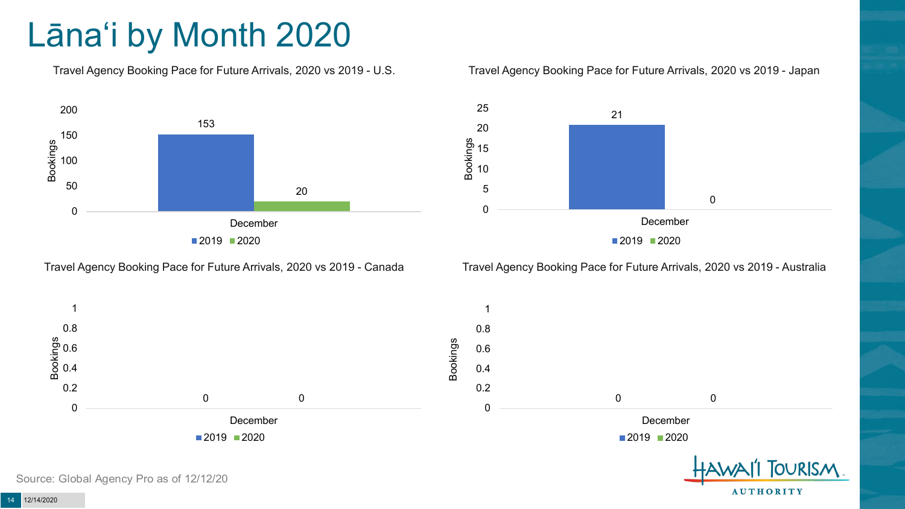# Lāna'i by Month 2020

### Travel Agency Booking Pace for Future Arrivals, 2020 vs 2019 - U.S.

| Month | 2019 | 2020 |
|---|---|---|
| December | 153 | 20 |

### Travel Agency Booking Pace for Future Arrivals, 2020 vs 2019 - Japan

| Month | 2019 | 2020 |
|---|---|---|
| December | 21 | 0 |

### Travel Agency Booking Pace for Future Arrivals, 2020 vs 2019 - Canada

| Month | 2019 | 2020 |
|---|---|---|
| December | 0 | 0 |

### Travel Agency Booking Pace for Future Arrivals, 2020 vs 2019 - Australia

| Month | 2019 | 2020 |
|---|---|---|
| December | 0 | 0 |

Source: Global Agency Pro as of 12/12/20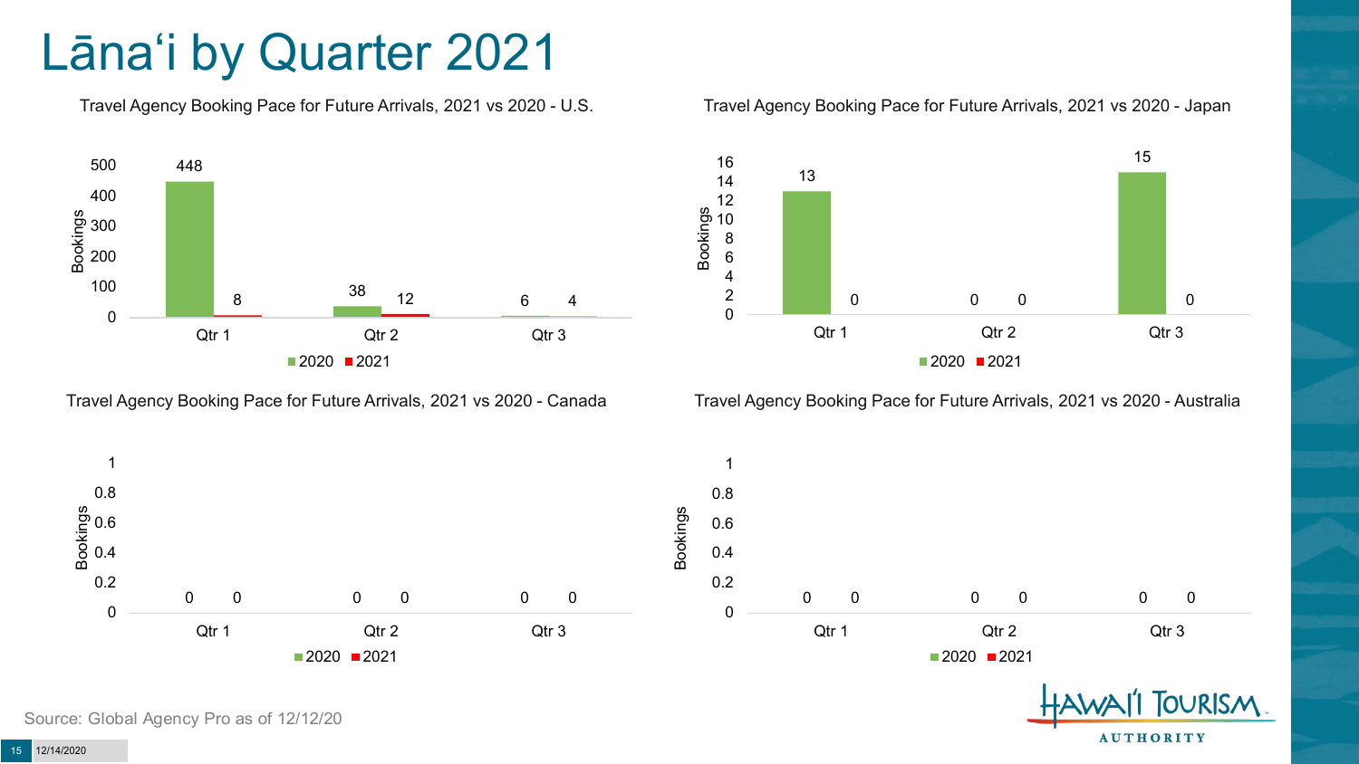# Lānaʻi by Quarter 2021

Travel Agency Booking Pace for Future Arrivals, 2021 vs 2020 - U.S.

| Bookings | 2020 | 2021 |
| --- | --- | --- |
| Qtr 1 | 448 | 8 |
| Qtr 2 | 38 | 12 |
| Qtr 3 | 6 | 4 |

Travel Agency Booking Pace for Future Arrivals, 2021 vs 2020 - Japan

| Bookings | 2020 | 2021 |
| --- | --- | --- |
| Qtr 1 | 13 | 0 |
| Qtr 2 | 0 | 0 |
| Qtr 3 | 15 | 0 |

Travel Agency Booking Pace for Future Arrivals, 2021 vs 2020 - Canada

| Bookings | 2020 | 2021 |
| --- | --- | --- |
| Qtr 1 | 0 | 0 |
| Qtr 2 | 0 | 0 |
| Qtr 3 | 0 | 0 |

Travel Agency Booking Pace for Future Arrivals, 2021 vs 2020 - Australia

| Bookings | 2020 | 2021 |
| --- | --- | --- |
| Qtr 1 | 0 | 0 |
| Qtr 2 | 0 | 0 |
| Qtr 3 | 0 | 0 |

Source: Global Agency Pro as of 12/12/20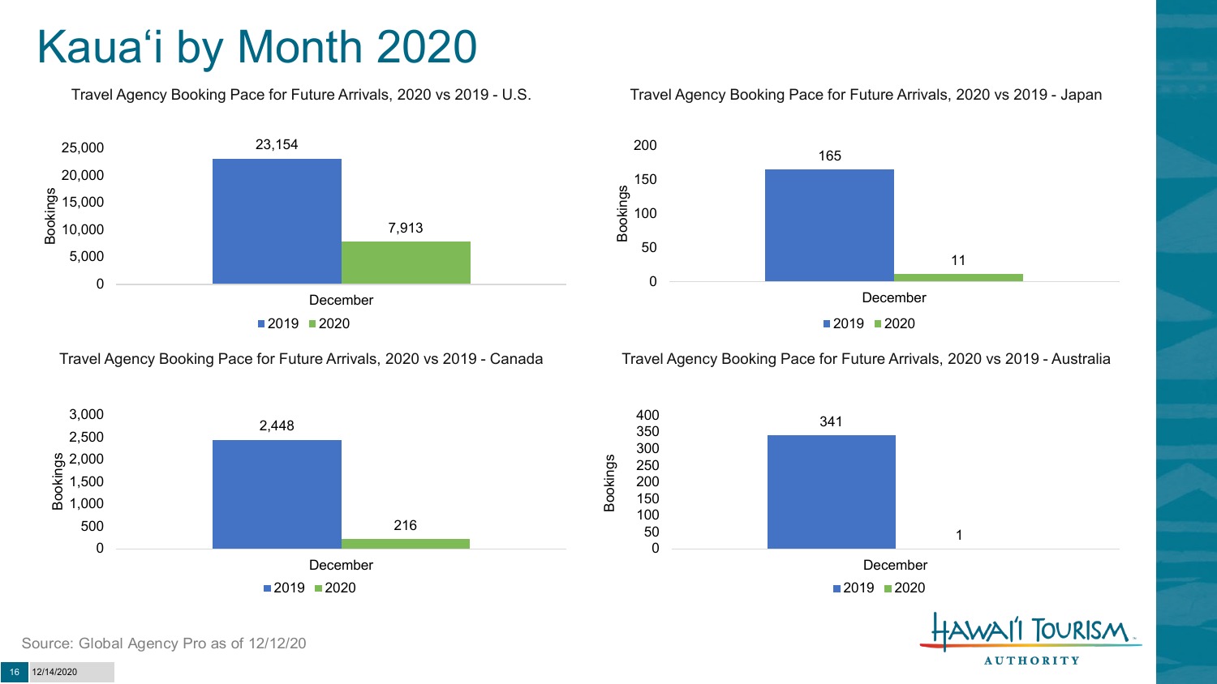# Kauaʻi by Month 2020

Travel Agency Booking Pace for Future Arrivals, 2020 vs 2019 - U.S.

| | 2019 | 2020 |
|---|---|---|
| December | 23,154 | 7,913 |

Travel Agency Booking Pace for Future Arrivals, 2020 vs 2019 - Japan

| | 2019 | 2020 |
|---|---|---|
| December | 165 | 11 |

Travel Agency Booking Pace for Future Arrivals, 2020 vs 2019 - Canada

| | 2019 | 2020 |
|---|---|---|
| December | 2,448 | 216 |

Travel Agency Booking Pace for Future Arrivals, 2020 vs 2019 - Australia

| | 2019 | 2020 |
|---|---|---|
| December | 341 | 1 |

Source: Global Agency Pro as of 12/12/20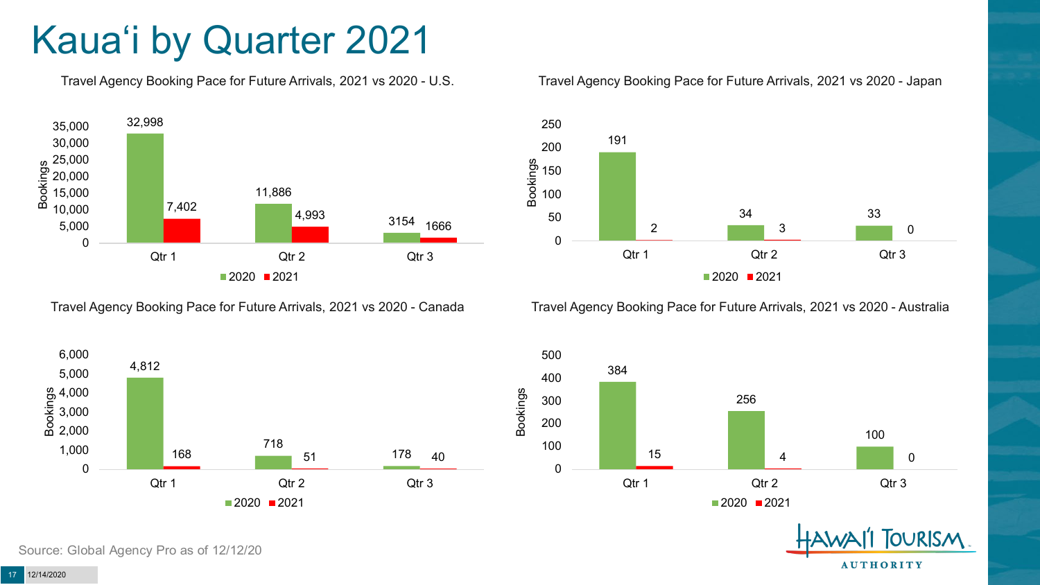# Kaua'i by Quarter 2021

### Travel Agency Booking Pace for Future Arrivals, 2021 vs 2020 - U.S.

| Bookings | 2020 | 2021 |
|---|---|---|
| Qtr 1 | 32,998 | 7,402 |
| Qtr 2 | 11,886 | 4,993 |
| Qtr 3 | 3154 | 1666 |

### Travel Agency Booking Pace for Future Arrivals, 2021 vs 2020 - Japan

| Bookings | 2020 | 2021 |
|---|---|---|
| Qtr 1 | 191 | 2 |
| Qtr 2 | 34 | 3 |
| Qtr 3 | 33 | 0 |

### Travel Agency Booking Pace for Future Arrivals, 2021 vs 2020 - Canada

| Bookings | 2020 | 2021 |
|---|---|---|
| Qtr 1 | 4,812 | 168 |
| Qtr 2 | 718 | 51 |
| Qtr 3 | 178 | 40 |

### Travel Agency Booking Pace for Future Arrivals, 2021 vs 2020 - Australia

| Bookings | 2020 | 2021 |
|---|---|---|
| Qtr 1 | 384 | 15 |
| Qtr 2 | 256 | 4 |
| Qtr 3 | 100 | 0 |

Source: Global Agency Pro as of 12/12/20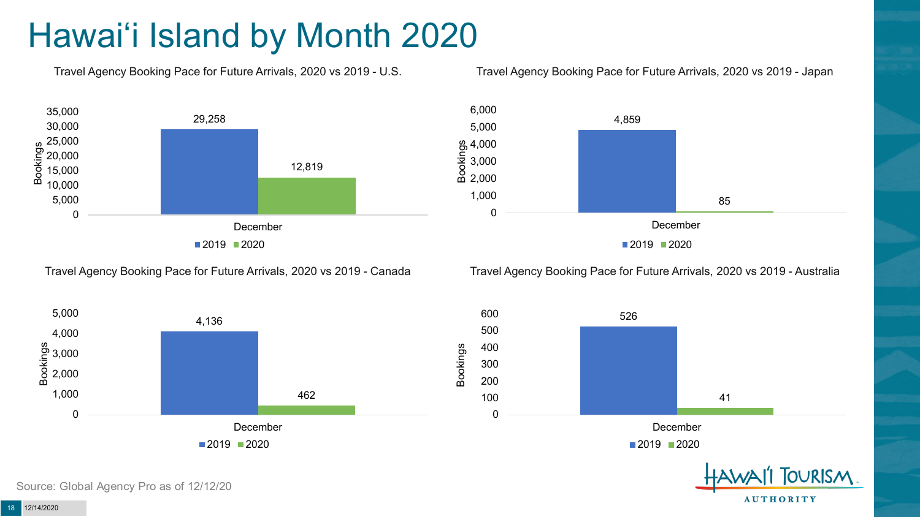# Hawai'i Island by Month 2020

### Travel Agency Booking Pace for Future Arrivals, 2020 vs 2019 - U.S.

| | 2019 | 2020 |
|---|---|---|
| December | 29,258 | 12,819 |

### Travel Agency Booking Pace for Future Arrivals, 2020 vs 2019 - Japan

| | 2019 | 2020 |
|---|---|---|
| December | 4,859 | 85 |

### Travel Agency Booking Pace for Future Arrivals, 2020 vs 2019 - Canada

| | 2019 | 2020 |
|---|---|---|
| December | 4,136 | 462 |

### Travel Agency Booking Pace for Future Arrivals, 2020 vs 2019 - Australia

| | 2019 | 2020 |
|---|---|---|
| December | 526 | 41 |

Source: Global Agency Pro as of 12/12/20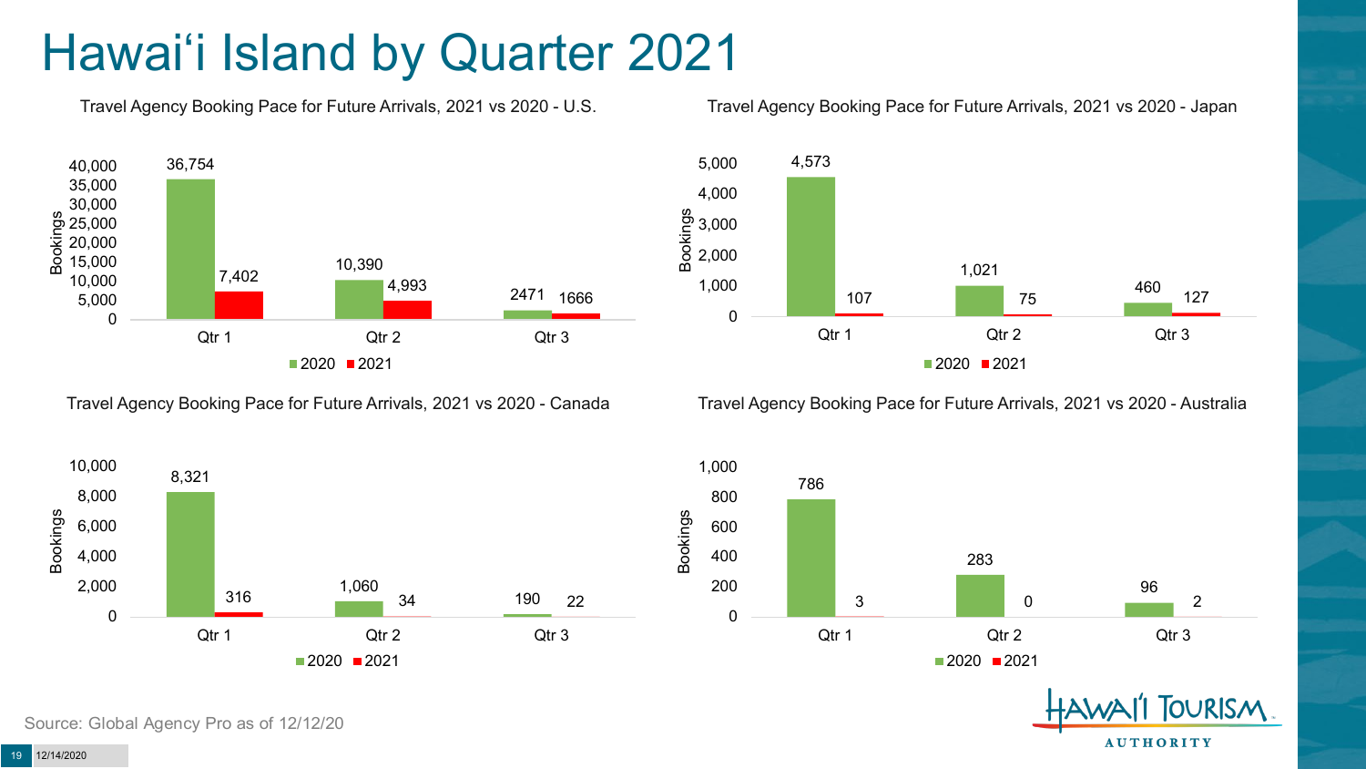# Hawai'i Island by Quarter 2021

Travel Agency Booking Pace for Future Arrivals, 2021 vs 2020 - U.S.

Bookings

40,000
35,000
30,000
25,000
20,000
15,000
10,000
5,000
0

36,754
7,402
10,390
4,993
2471
1666

Qtr 1
Qtr 2
Qtr 3

2020 2021

Travel Agency Booking Pace for Future Arrivals, 2021 vs 2020 - Japan

Bookings

5,000
4,000
3,000
2,000
1,000
0

4,573
107
1,021
75
460
127

Qtr 1
Qtr 2
Qtr 3

2020 2021

Travel Agency Booking Pace for Future Arrivals, 2021 vs 2020 - Canada

Bookings

10,000
8,000
6,000
4,000
2,000
0

8,321
316
1,060
34
190
22

Qtr 1
Qtr 2
Qtr 3

2020 2021

Travel Agency Booking Pace for Future Arrivals, 2021 vs 2020 - Australia

Bookings

1,000
800
600
400
200
0

786
3
283
0
96
2

Qtr 1
Qtr 2
Qtr 3

2020 2021

Source: Global Agency Pro as of 12/12/20